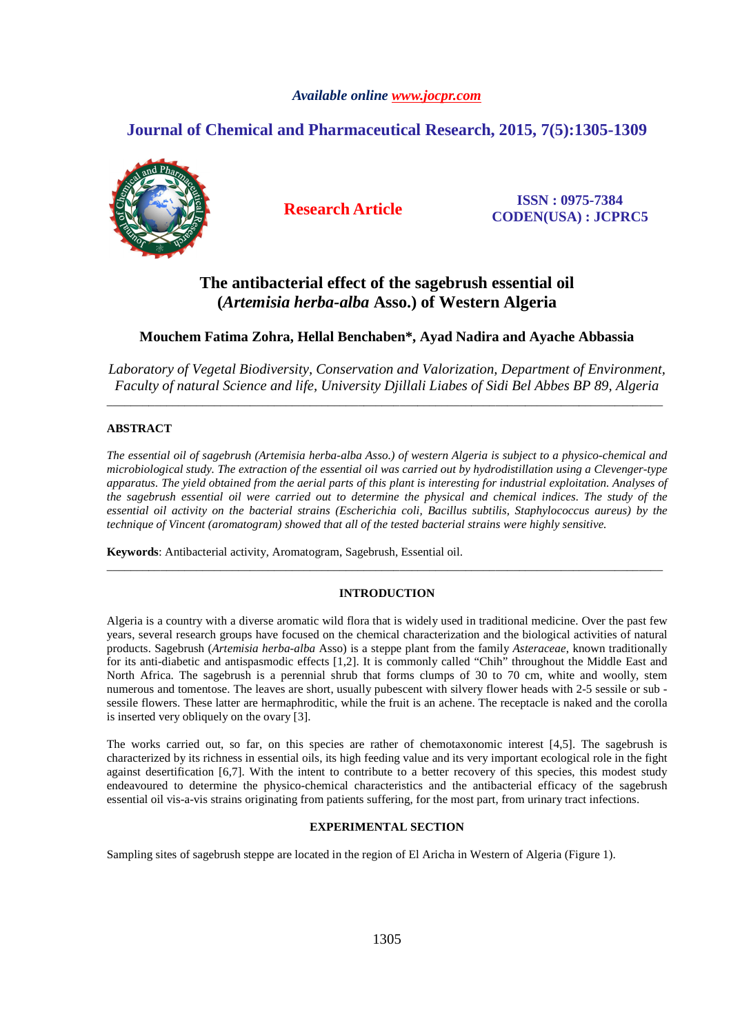*Available online www.jocpr.com*

## Journal of Chemical and Pharmaceutical Research, 2015, 7(5):1305-1309

**Research Article**

**ISSN : 0975-7384**
**CODEN(USA) : JCPRC5**

# The antibacterial effect of the sagebrush essential oil (*Artemisia herba-alba* Asso.) of Western Algeria

**Mouchem Fatima Zohra, Hellal Benchaben\*, Ayad Nadira and Ayache Abbassia**

*Laboratory of Vegetal Biodiversity, Conservation and Valorization, Department of Environment, Faculty of natural Science and life, University Djillali Liabes of Sidi Bel Abbes BP 89, Algeria*

---

### ABSTRACT

*The essential oil of sagebrush (Artemisia herba-alba Asso.) of western Algeria is subject to a physico-chemical and microbiological study. The extraction of the essential oil was carried out by hydrodistillation using a Clevenger-type apparatus. The yield obtained from the aerial parts of this plant is interesting for industrial exploitation. Analyses of the sagebrush essential oil were carried out to determine the physical and chemical indices. The study of the essential oil activity on the bacterial strains (Escherichia coli, Bacillus subtilis, Staphylococcus aureus) by the technique of Vincent (aromatogram) showed that all of the tested bacterial strains were highly sensitive.*

**Keywords**: Antibacterial activity, Aromatogram, Sagebrush, Essential oil.

---

### INTRODUCTION

Algeria is a country with a diverse aromatic wild flora that is widely used in traditional medicine. Over the past few years, several research groups have focused on the chemical characterization and the biological activities of natural products. Sagebrush (*Artemisia herba-alba* Asso) is a steppe plant from the family *Asteraceae*, known traditionally for its anti-diabetic and antispasmodic effects [1,2]. It is commonly called "Chih" throughout the Middle East and North Africa. The sagebrush is a perennial shrub that forms clumps of 30 to 70 cm, white and woolly, stem numerous and tomentose. The leaves are short, usually pubescent with silvery flower heads with 2-5 sessile or sub - sessile flowers. These latter are hermaphroditic, while the fruit is an achene. The receptacle is naked and the corolla is inserted very obliquely on the ovary [3].

The works carried out, so far, on this species are rather of chemotaxonomic interest [4,5]. The sagebrush is characterized by its richness in essential oils, its high feeding value and its very important ecological role in the fight against desertification [6,7]. With the intent to contribute to a better recovery of this species, this modest study endeavoured to determine the physico-chemical characteristics and the antibacterial efficacy of the sagebrush essential oil vis-a-vis strains originating from patients suffering, for the most part, from urinary tract infections.

### EXPERIMENTAL SECTION

Sampling sites of sagebrush steppe are located in the region of El Aricha in Western of Algeria (Figure 1).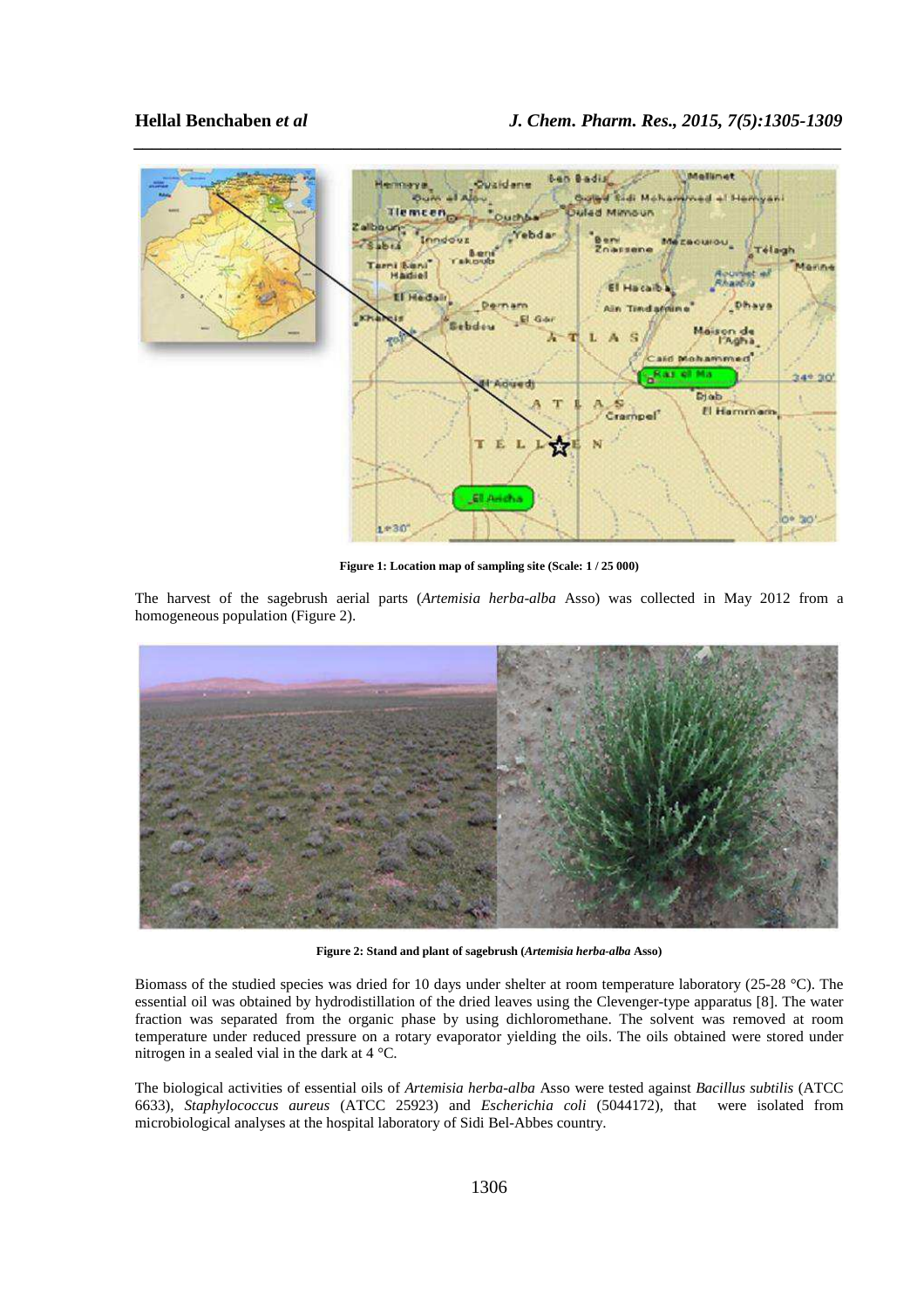Figure 1: Location map of sampling site (Scale: 1 / 25 000)

The harvest of the sagebrush aerial parts (*Artemisia herba-alba* Asso) was collected in May 2012 from a homogeneous population (Figure 2).

Figure 2: Stand and plant of sagebrush (*Artemisia herba-alba* Asso)

Biomass of the studied species was dried for 10 days under shelter at room temperature laboratory (25-28 °C). The essential oil was obtained by hydrodistillation of the dried leaves using the Clevenger-type apparatus [8]. The water fraction was separated from the organic phase by using dichloromethane. The solvent was removed at room temperature under reduced pressure on a rotary evaporator yielding the oils. The oils obtained were stored under nitrogen in a sealed vial in the dark at 4 °C.

The biological activities of essential oils of *Artemisia herba-alba* Asso were tested against *Bacillus subtilis* (ATCC 6633), *Staphylococcus aureus* (ATCC 25923) and *Escherichia coli* (5044172), that were isolated from microbiological analyses at the hospital laboratory of Sidi Bel-Abbes country.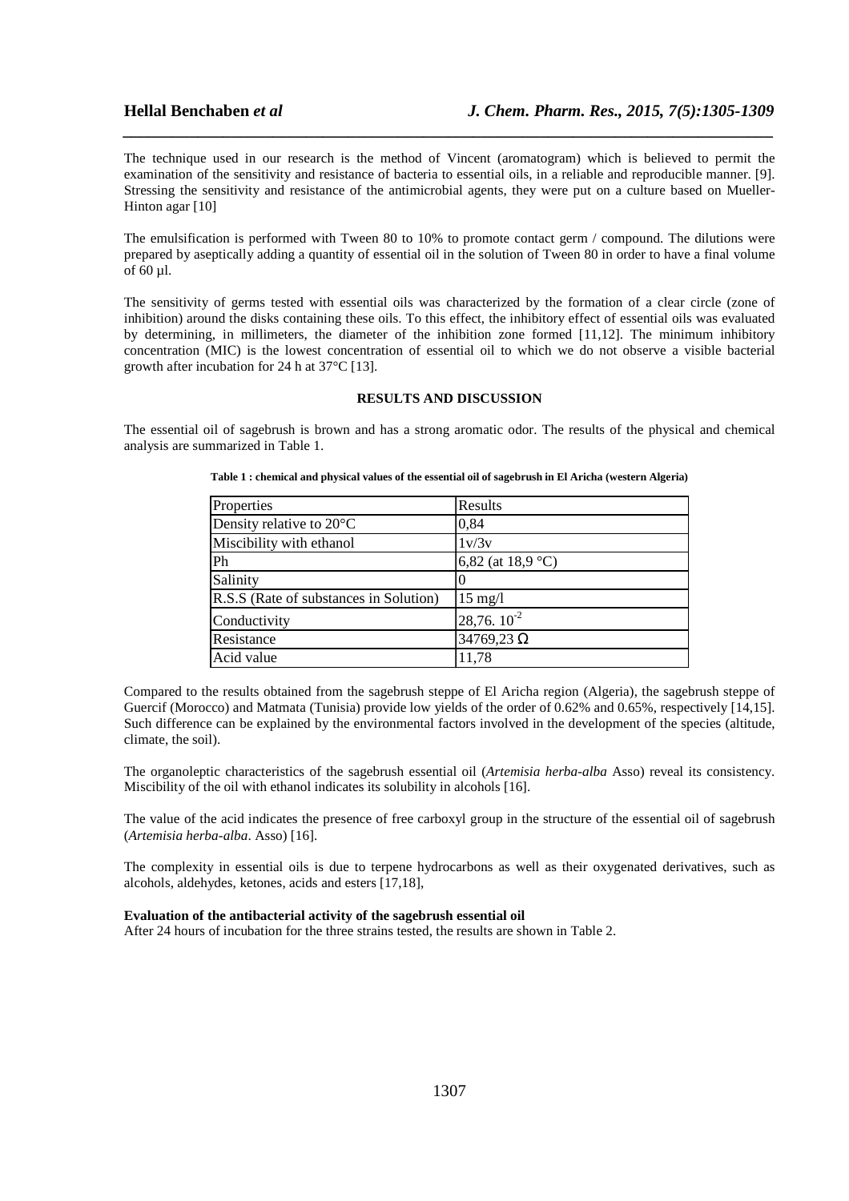The technique used in our research is the method of Vincent (aromatogram) which is believed to permit the examination of the sensitivity and resistance of bacteria to essential oils, in a reliable and reproducible manner. [9]. Stressing the sensitivity and resistance of the antimicrobial agents, they were put on a culture based on Mueller-Hinton agar [10]

The emulsification is performed with Tween 80 to 10% to promote contact germ / compound. The dilutions were prepared by aseptically adding a quantity of essential oil in the solution of Tween 80 in order to have a final volume of 60 µl.

The sensitivity of germs tested with essential oils was characterized by the formation of a clear circle (zone of inhibition) around the disks containing these oils. To this effect, the inhibitory effect of essential oils was evaluated by determining, in millimeters, the diameter of the inhibition zone formed [11,12]. The minimum inhibitory concentration (MIC) is the lowest concentration of essential oil to which we do not observe a visible bacterial growth after incubation for 24 h at 37°C [13].

## RESULTS AND DISCUSSION

The essential oil of sagebrush is brown and has a strong aromatic odor. The results of the physical and chemical analysis are summarized in Table 1.

**Table 1 : chemical and physical values of the essential oil of sagebrush in El Aricha (western Algeria)**

| Properties | Results |
|---|---|
| Density relative to 20°C | 0,84 |
| Miscibility with ethanol | 1v/3v |
| Ph | 6,82 (at 18,9 °C) |
| Salinity | 0 |
| R.S.S (Rate of substances in Solution) | 15 mg/l |
| Conductivity | $28{,}76.\ 10^{-2}$ |
| Resistance | 34769,23 Ω |
| Acid value | 11,78 |

Compared to the results obtained from the sagebrush steppe of El Aricha region (Algeria), the sagebrush steppe of Guercif (Morocco) and Matmata (Tunisia) provide low yields of the order of 0.62% and 0.65%, respectively [14,15]. Such difference can be explained by the environmental factors involved in the development of the species (altitude, climate, the soil).

The organoleptic characteristics of the sagebrush essential oil (*Artemisia herba-alba* Asso) reveal its consistency. Miscibility of the oil with ethanol indicates its solubility in alcohols [16].

The value of the acid indicates the presence of free carboxyl group in the structure of the essential oil of sagebrush (*Artemisia herba-alba*. Asso) [16].

The complexity in essential oils is due to terpene hydrocarbons as well as their oxygenated derivatives, such as alcohols, aldehydes, ketones, acids and esters [17,18],

**Evaluation of the antibacterial activity of the sagebrush essential oil**

After 24 hours of incubation for the three strains tested, the results are shown in Table 2.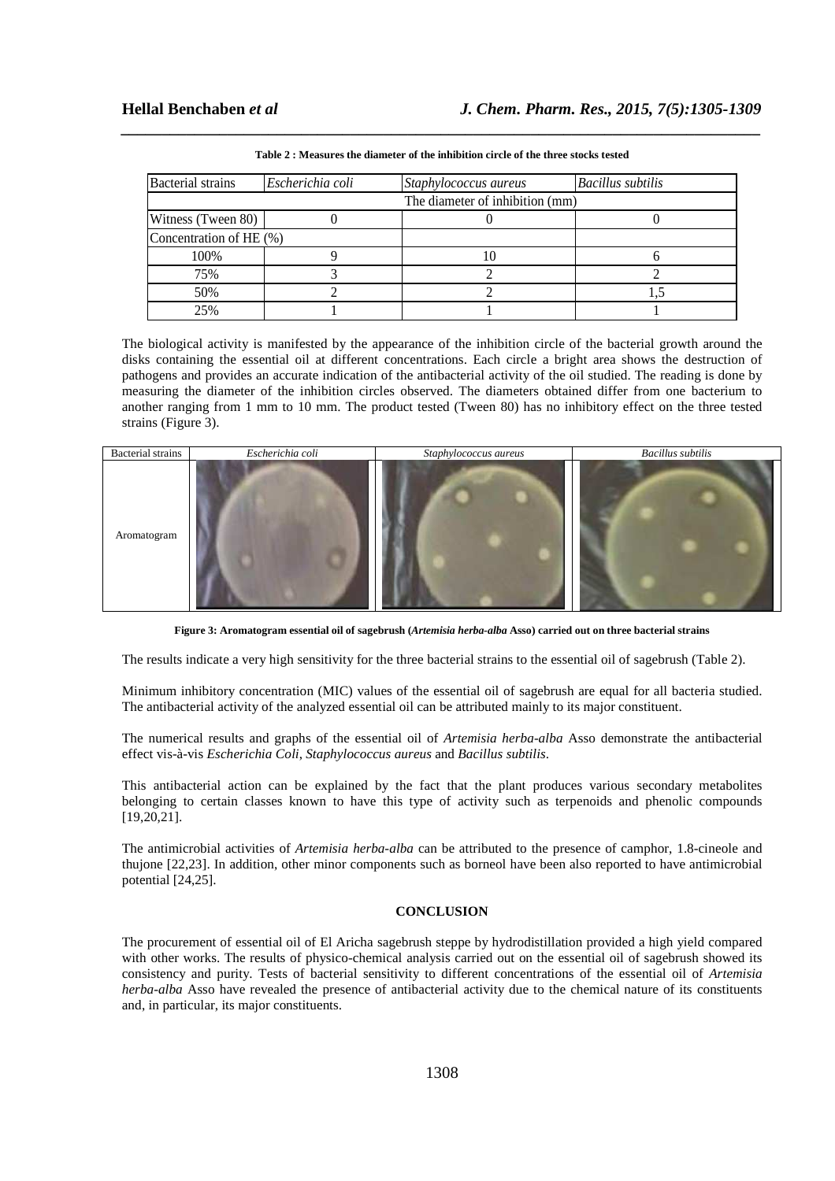**Table 2 : Measures the diameter of the inhibition circle of the three stocks tested**

| Bacterial strains | *Escherichia coli* | *Staphylococcus aureus* | *Bacillus subtilis* |
|---|---|---|---|
| | The diameter of inhibition (mm) | | |
| Witness (Tween 80) | 0 | 0 | 0 |
| Concentration of HE (%) | | | |
| 100% | 9 | 10 | 6 |
| 75% | 3 | 2 | 2 |
| 50% | 2 | 2 | 1,5 |
| 25% | 1 | 1 | 1 |

The biological activity is manifested by the appearance of the inhibition circle of the bacterial growth around the disks containing the essential oil at different concentrations. Each circle a bright area shows the destruction of pathogens and provides an accurate indication of the antibacterial activity of the oil studied. The reading is done by measuring the diameter of the inhibition circles observed. The diameters obtained differ from one bacterium to another ranging from 1 mm to 10 mm. The product tested (Tween 80) has no inhibitory effect on the three tested strains (Figure 3).

| Bacterial strains | *Escherichia coli* | *Staphylococcus aureus* | *Bacillus subtilis* |
|---|---|---|---|
| Aromatogram | | | |

**Figure 3: Aromatogram essential oil of sagebrush (*Artemisia herba-alba* Asso) carried out on three bacterial strains**

The results indicate a very high sensitivity for the three bacterial strains to the essential oil of sagebrush (Table 2).

Minimum inhibitory concentration (MIC) values of the essential oil of sagebrush are equal for all bacteria studied. The antibacterial activity of the analyzed essential oil can be attributed mainly to its major constituent.

The numerical results and graphs of the essential oil of *Artemisia herba-alba* Asso demonstrate the antibacterial effect vis-à-vis *Escherichia Coli*, *Staphylococcus aureus* and *Bacillus subtilis*.

This antibacterial action can be explained by the fact that the plant produces various secondary metabolites belonging to certain classes known to have this type of activity such as terpenoids and phenolic compounds [19,20,21].

The antimicrobial activities of *Artemisia herba-alba* can be attributed to the presence of camphor, 1.8-cineole and thujone [22,23]. In addition, other minor components such as borneol have been also reported to have antimicrobial potential [24,25].

## CONCLUSION

The procurement of essential oil of El Aricha sagebrush steppe by hydrodistillation provided a high yield compared with other works. The results of physico-chemical analysis carried out on the essential oil of sagebrush showed its consistency and purity. Tests of bacterial sensitivity to different concentrations of the essential oil of *Artemisia herba-alba* Asso have revealed the presence of antibacterial activity due to the chemical nature of its constituents and, in particular, its major constituents.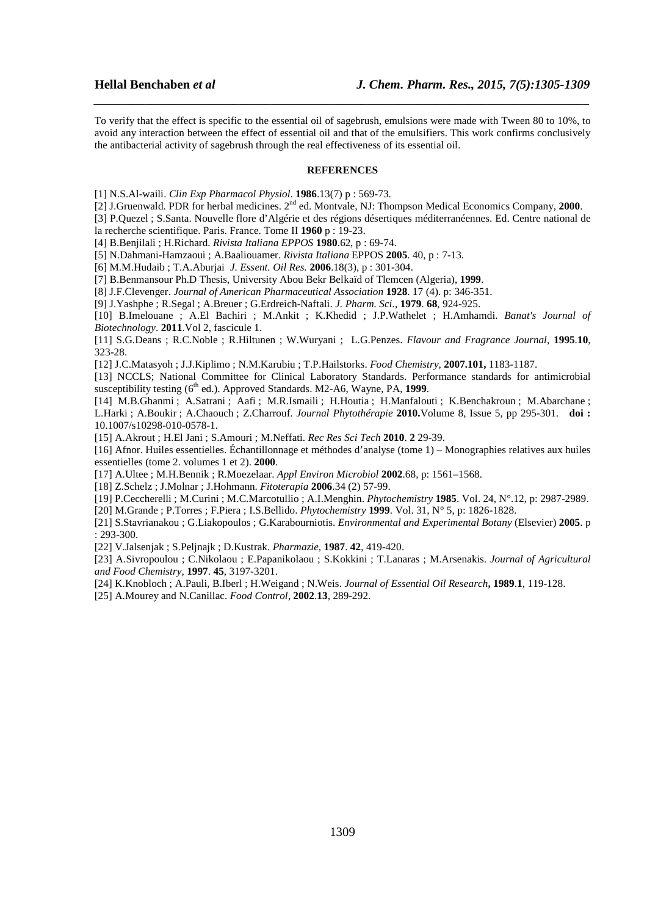To verify that the effect is specific to the essential oil of sagebrush, emulsions were made with Tween 80 to 10%, to avoid any interaction between the effect of essential oil and that of the emulsifiers. This work confirms conclusively the antibacterial activity of sagebrush through the real effectiveness of its essential oil.

## REFERENCES

[1] N.S.Al-waili. *Clin Exp Pharmacol Physiol*. **1986**.13(7) p : 569-73.

[2] J.Gruenwald. PDR for herbal medicines. 2nd ed. Montvale, NJ: Thompson Medical Economics Company, **2000**.

[3] P.Quezel ; S.Santa. Nouvelle flore d'Algérie et des régions désertiques méditerranéennes. Ed. Centre national de la recherche scientifique. Paris. France. Tome II **1960** p : 19-23.

[4] B.Benjilali ; H.Richard. *Rivista Italiana EPPOS* **1980**.62, p : 69-74.

[5] N.Dahmani-Hamzaoui ; A.Baaliouamer. *Rivista Italiana* EPPOS **2005**. 40, p : 7-13.

[6] M.M.Hudaib ; T.A.Aburjai *J. Essent. Oil Res.* **2006**.18(3), p : 301-304.

[7] B.Benmansour Ph.D Thesis, University Abou Bekr Belkaïd of Tlemcen (Algeria), **1999**.

[8] J.F.Clevenger. *Journal of American Pharmaceutical Association* **1928**. 17 (4). p: 346-351.

[9] J.Yashphe ; R.Segal ; A.Breuer ; G.Erdreich-Naftali. *J. Pharm. Sci*., **1979**. **68**, 924-925.

[10] B.Imelouane ; A.El Bachiri ; M.Ankit ; K.Khedid ; J.P.Wathelet ; H.Amhamdi. *Banat's Journal of Biotechnology*. **2011**.Vol 2, fascicule 1.

[11] S.G.Deans ; R.C.Noble ; R.Hiltunen ; W.Wuryani ; L.G.Penzes. *Flavour and Fragrance Journal*, **1995**.**10**, 323-28.

[12] J.C.Matasyoh ; J.J.Kiplimo ; N.M.Karubiu ; T.P.Hailstorks. *Food Chemistry*, **2007.101,** 1183-1187.

[13] NCCLS; National Committee for Clinical Laboratory Standards. Performance standards for antimicrobial susceptibility testing (6th ed.). Approved Standards. M2-A6, Wayne, PA, **1999**.

[14] M.B.Ghanmi ; A.Satrani ; Aafi ; M.R.Ismaili ; H.Houtia ; H.Manfalouti ; K.Benchakroun ; M.Abarchane ; L.Harki ; A.Boukir ; A.Chaouch ; Z.Charrouf. *Journal Phytothérapie* **2010.**Volume 8, Issue 5, pp 295-301. **doi :** 10.1007/s10298-010-0578-1.

[15] A.Akrout ; H.El Jani ; S.Amouri ; M.Neffati. *Rec Res Sci Tech* **2010**. **2** 29-39.

[16] Afnor. Huiles essentielles. Échantillonnage et méthodes d'analyse (tome 1) – Monographies relatives aux huiles essentielles (tome 2. volumes 1 et 2). **2000**.

[17] A.Ultee ; M.H.Bennik ; R.Moezelaar. *Appl Environ Microbiol* **2002**.68, p: 1561–1568.

[18] Z.Schelz ; J.Molnar ; J.Hohmann. *Fitoterapia* **2006**.34 (2) 57-99.

[19] P.Ceccherelli ; M.Curini ; M.C.Marcotullio ; A.I.Menghin. *Phytochemistry* **1985**. Vol. 24, N°.12, p: 2987-2989.

[20] M.Grande ; P.Torres ; F.Piera ; I.S.Bellido. *Phytochemistry* **1999**. Vol. 31, N° 5, p: 1826-1828.

[21] S.Stavrianakou ; G.Liakopoulos ; G.Karabourniotis. *Environmental and Experimental Botany* (Elsevier) **2005**. p : 293-300.

[22] V.Jalsenjak ; S.Peljnajk ; D.Kustrak. *Pharmazie*, **1987**. **42**, 419-420.

[23] A.Sivropoulou ; C.Nikolaou ; E.Papanikolaou ; S.Kokkini ; T.Lanaras ; M.Arsenakis. *Journal of Agricultural and Food Chemistry*, **1997**. **45**, 3197-3201.

[24] K.Knobloch ; A.Pauli, B.Iberl ; H.Weigand ; N.Weis. *Journal of Essential Oil Research***, 1989**.**1**, 119-128.

[25] A.Mourey and N.Canillac. *Food Control*, **2002**.**13**, 289-292.